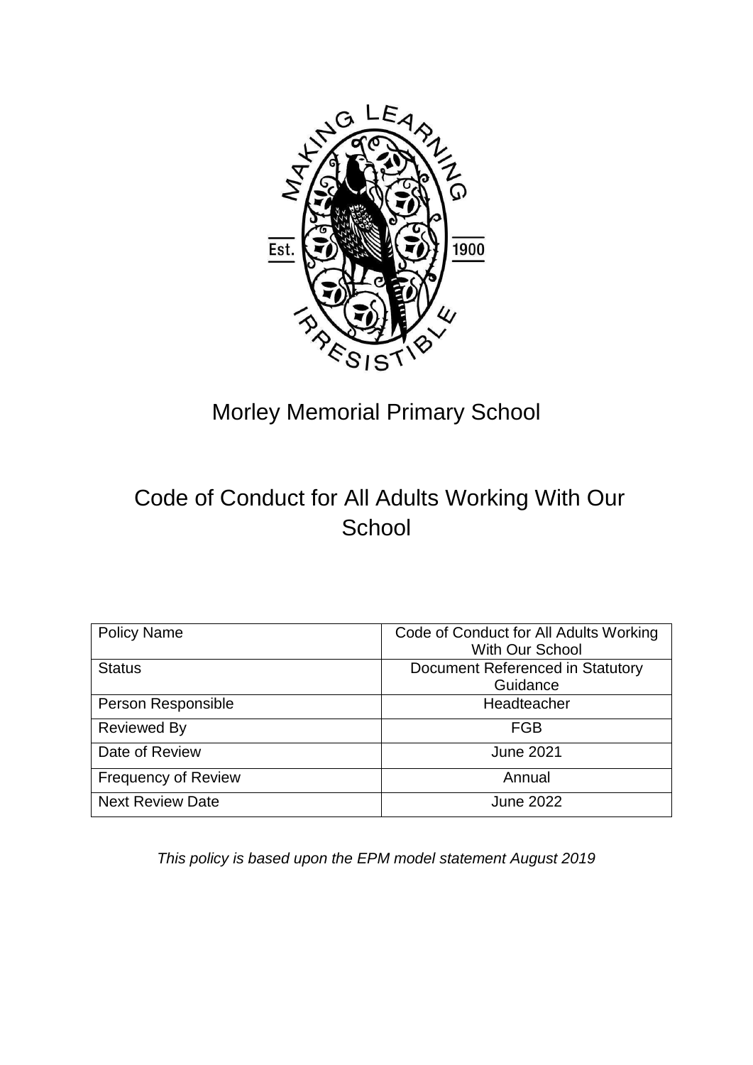# Morley Memorial Primary School

## Code of Conduct for All Adults Working With Our School

| Policy Name | Code of Conduct for All Adults Working With Our School |
|---|---|
| Status | Document Referenced in Statutory Guidance |
| Person Responsible | Headteacher |
| Reviewed By | FGB |
| Date of Review | June 2021 |
| Frequency of Review | Annual |
| Next Review Date | June 2022 |

*This policy is based upon the EPM model statement August 2019*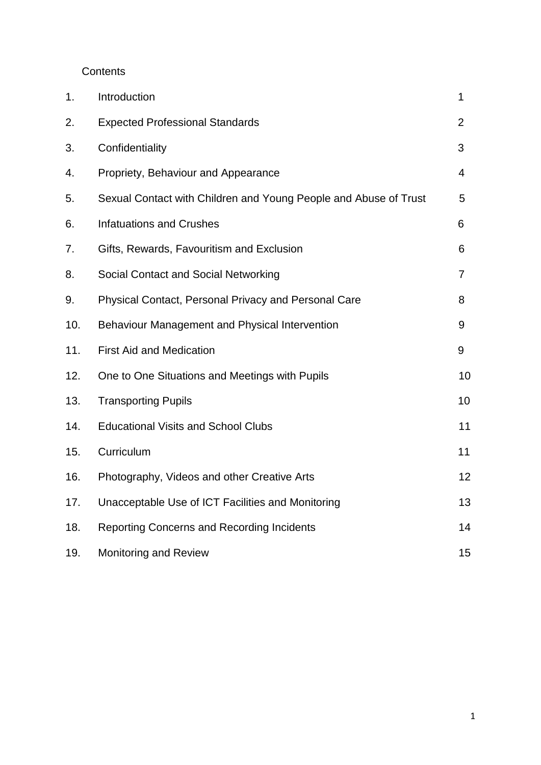Contents

| | | |
|---|---|---|
| 1. | Introduction | 1 |
| 2. | Expected Professional Standards | 2 |
| 3. | Confidentiality | 3 |
| 4. | Propriety, Behaviour and Appearance | 4 |
| 5. | Sexual Contact with Children and Young People and Abuse of Trust | 5 |
| 6. | Infatuations and Crushes | 6 |
| 7. | Gifts, Rewards, Favouritism and Exclusion | 6 |
| 8. | Social Contact and Social Networking | 7 |
| 9. | Physical Contact, Personal Privacy and Personal Care | 8 |
| 10. | Behaviour Management and Physical Intervention | 9 |
| 11. | First Aid and Medication | 9 |
| 12. | One to One Situations and Meetings with Pupils | 10 |
| 13. | Transporting Pupils | 10 |
| 14. | Educational Visits and School Clubs | 11 |
| 15. | Curriculum | 11 |
| 16. | Photography, Videos and other Creative Arts | 12 |
| 17. | Unacceptable Use of ICT Facilities and Monitoring | 13 |
| 18. | Reporting Concerns and Recording Incidents | 14 |
| 19. | Monitoring and Review | 15 |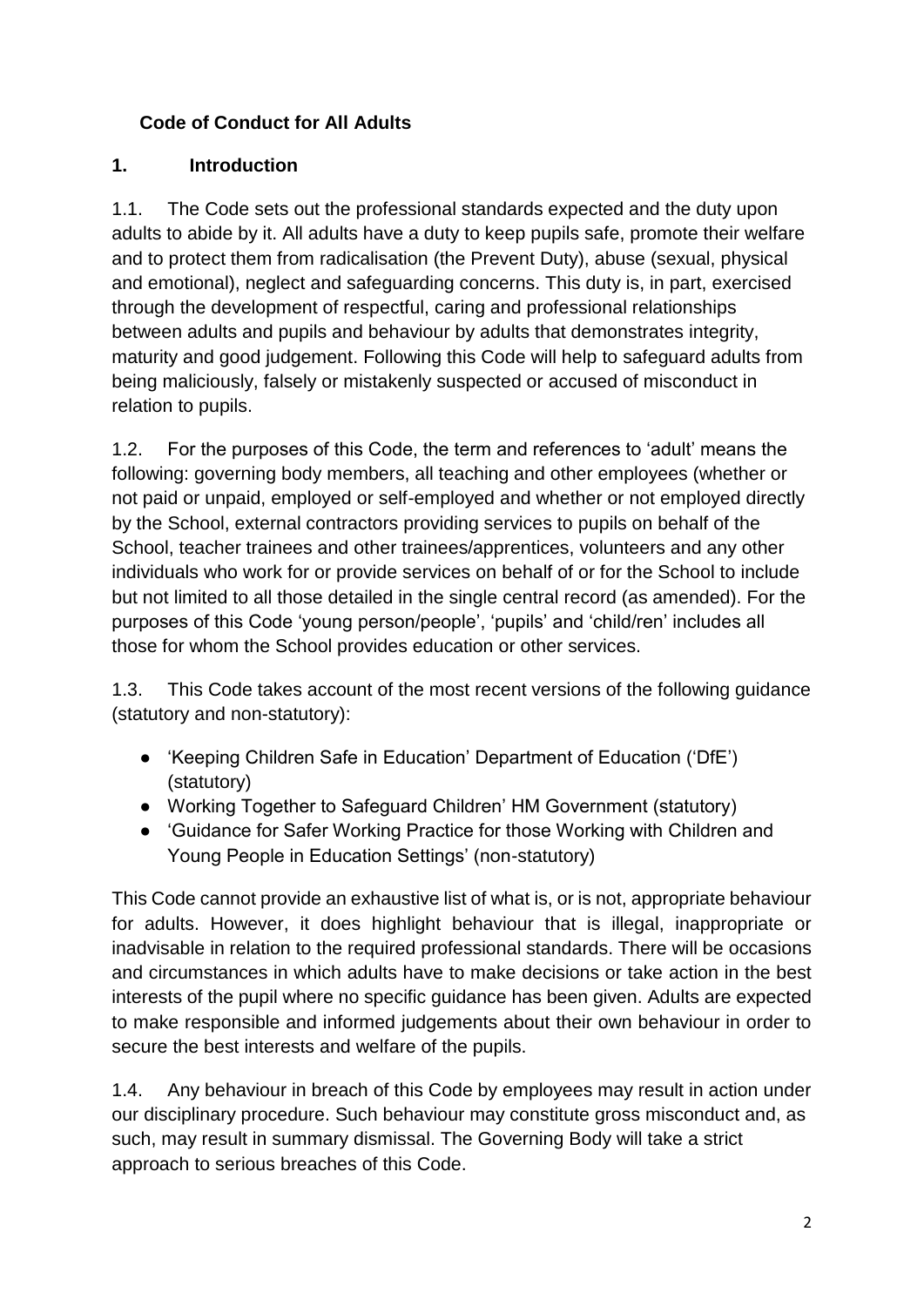## Code of Conduct for All Adults

### 1. Introduction

1.1. The Code sets out the professional standards expected and the duty upon adults to abide by it. All adults have a duty to keep pupils safe, promote their welfare and to protect them from radicalisation (the Prevent Duty), abuse (sexual, physical and emotional), neglect and safeguarding concerns. This duty is, in part, exercised through the development of respectful, caring and professional relationships between adults and pupils and behaviour by adults that demonstrates integrity, maturity and good judgement. Following this Code will help to safeguard adults from being maliciously, falsely or mistakenly suspected or accused of misconduct in relation to pupils.

1.2. For the purposes of this Code, the term and references to 'adult' means the following: governing body members, all teaching and other employees (whether or not paid or unpaid, employed or self-employed and whether or not employed directly by the School, external contractors providing services to pupils on behalf of the School, teacher trainees and other trainees/apprentices, volunteers and any other individuals who work for or provide services on behalf of or for the School to include but not limited to all those detailed in the single central record (as amended). For the purposes of this Code 'young person/people', 'pupils' and 'child/ren' includes all those for whom the School provides education or other services.

1.3. This Code takes account of the most recent versions of the following guidance (statutory and non-statutory):

- 'Keeping Children Safe in Education' Department of Education ('DfE') (statutory)
- Working Together to Safeguard Children' HM Government (statutory)
- 'Guidance for Safer Working Practice for those Working with Children and Young People in Education Settings' (non-statutory)

This Code cannot provide an exhaustive list of what is, or is not, appropriate behaviour for adults. However, it does highlight behaviour that is illegal, inappropriate or inadvisable in relation to the required professional standards. There will be occasions and circumstances in which adults have to make decisions or take action in the best interests of the pupil where no specific guidance has been given. Adults are expected to make responsible and informed judgements about their own behaviour in order to secure the best interests and welfare of the pupils.

1.4. Any behaviour in breach of this Code by employees may result in action under our disciplinary procedure. Such behaviour may constitute gross misconduct and, as such, may result in summary dismissal. The Governing Body will take a strict approach to serious breaches of this Code.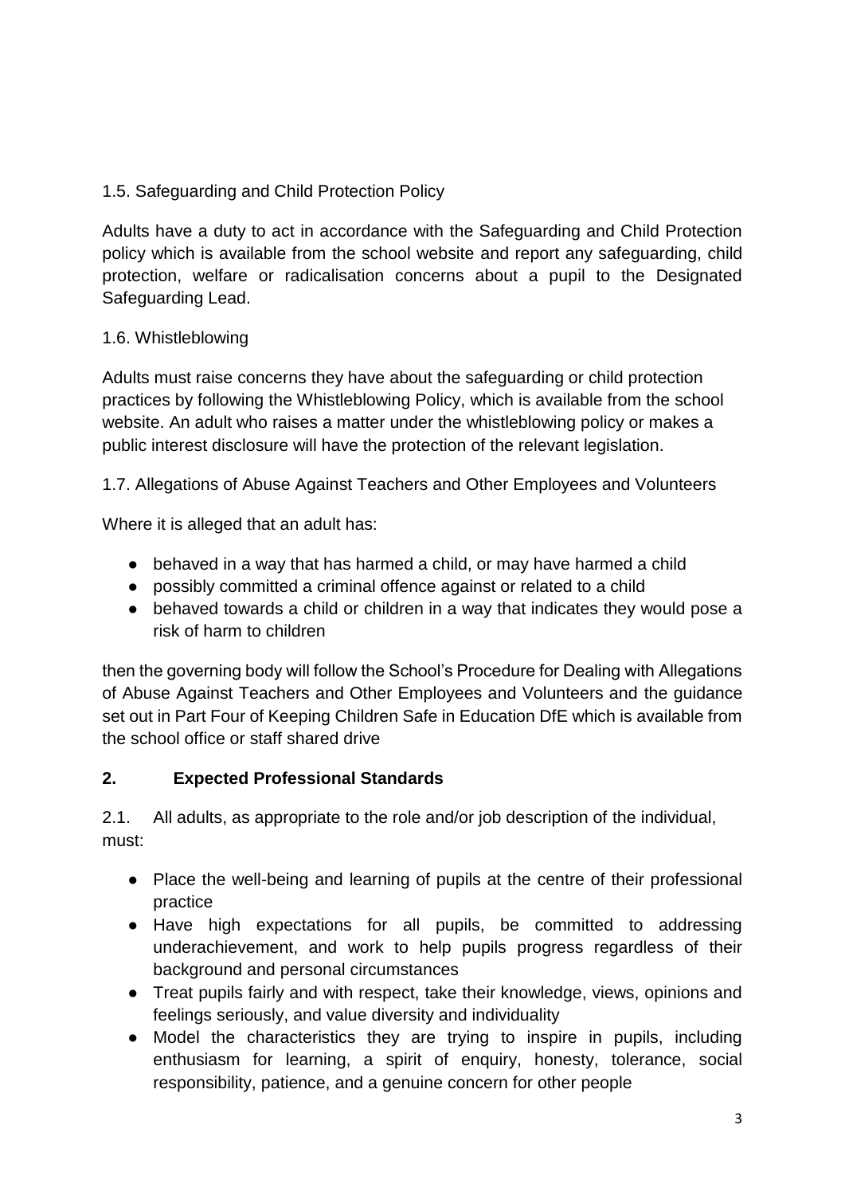1.5. Safeguarding and Child Protection Policy

Adults have a duty to act in accordance with the Safeguarding and Child Protection policy which is available from the school website and report any safeguarding, child protection, welfare or radicalisation concerns about a pupil to the Designated Safeguarding Lead.

1.6. Whistleblowing

Adults must raise concerns they have about the safeguarding or child protection practices by following the Whistleblowing Policy, which is available from the school website. An adult who raises a matter under the whistleblowing policy or makes a public interest disclosure will have the protection of the relevant legislation.

1.7. Allegations of Abuse Against Teachers and Other Employees and Volunteers

Where it is alleged that an adult has:

- behaved in a way that has harmed a child, or may have harmed a child
- possibly committed a criminal offence against or related to a child
- behaved towards a child or children in a way that indicates they would pose a risk of harm to children

then the governing body will follow the School's Procedure for Dealing with Allegations of Abuse Against Teachers and Other Employees and Volunteers and the guidance set out in Part Four of Keeping Children Safe in Education DfE which is available from the school office or staff shared drive

## 2. Expected Professional Standards

2.1. All adults, as appropriate to the role and/or job description of the individual, must:

- Place the well-being and learning of pupils at the centre of their professional practice
- Have high expectations for all pupils, be committed to addressing underachievement, and work to help pupils progress regardless of their background and personal circumstances
- Treat pupils fairly and with respect, take their knowledge, views, opinions and feelings seriously, and value diversity and individuality
- Model the characteristics they are trying to inspire in pupils, including enthusiasm for learning, a spirit of enquiry, honesty, tolerance, social responsibility, patience, and a genuine concern for other people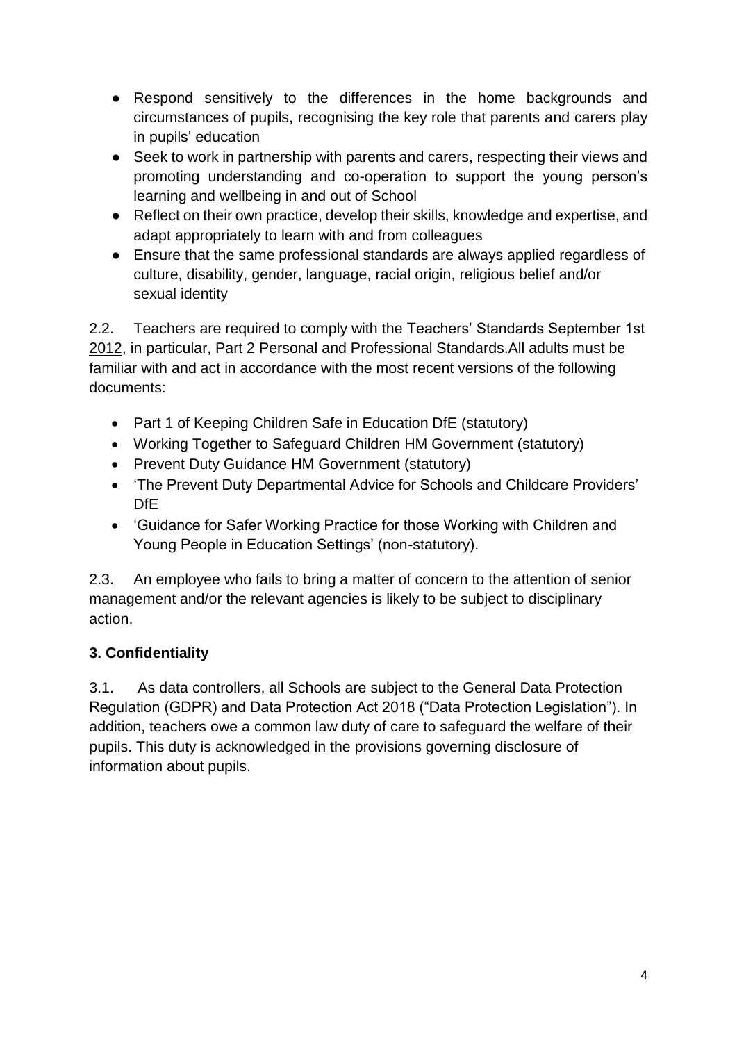- Respond sensitively to the differences in the home backgrounds and circumstances of pupils, recognising the key role that parents and carers play in pupils' education
- Seek to work in partnership with parents and carers, respecting their views and promoting understanding and co-operation to support the young person's learning and wellbeing in and out of School
- Reflect on their own practice, develop their skills, knowledge and expertise, and adapt appropriately to learn with and from colleagues
- Ensure that the same professional standards are always applied regardless of culture, disability, gender, language, racial origin, religious belief and/or sexual identity

2.2. Teachers are required to comply with the Teachers' Standards September 1st 2012, in particular, Part 2 Personal and Professional Standards.All adults must be familiar with and act in accordance with the most recent versions of the following documents:

- Part 1 of Keeping Children Safe in Education DfE (statutory)
- Working Together to Safeguard Children HM Government (statutory)
- Prevent Duty Guidance HM Government (statutory)
- 'The Prevent Duty Departmental Advice for Schools and Childcare Providers' DfE
- 'Guidance for Safer Working Practice for those Working with Children and Young People in Education Settings' (non-statutory).

2.3. An employee who fails to bring a matter of concern to the attention of senior management and/or the relevant agencies is likely to be subject to disciplinary action.

### 3. Confidentiality

3.1. As data controllers, all Schools are subject to the General Data Protection Regulation (GDPR) and Data Protection Act 2018 ("Data Protection Legislation"). In addition, teachers owe a common law duty of care to safeguard the welfare of their pupils. This duty is acknowledged in the provisions governing disclosure of information about pupils.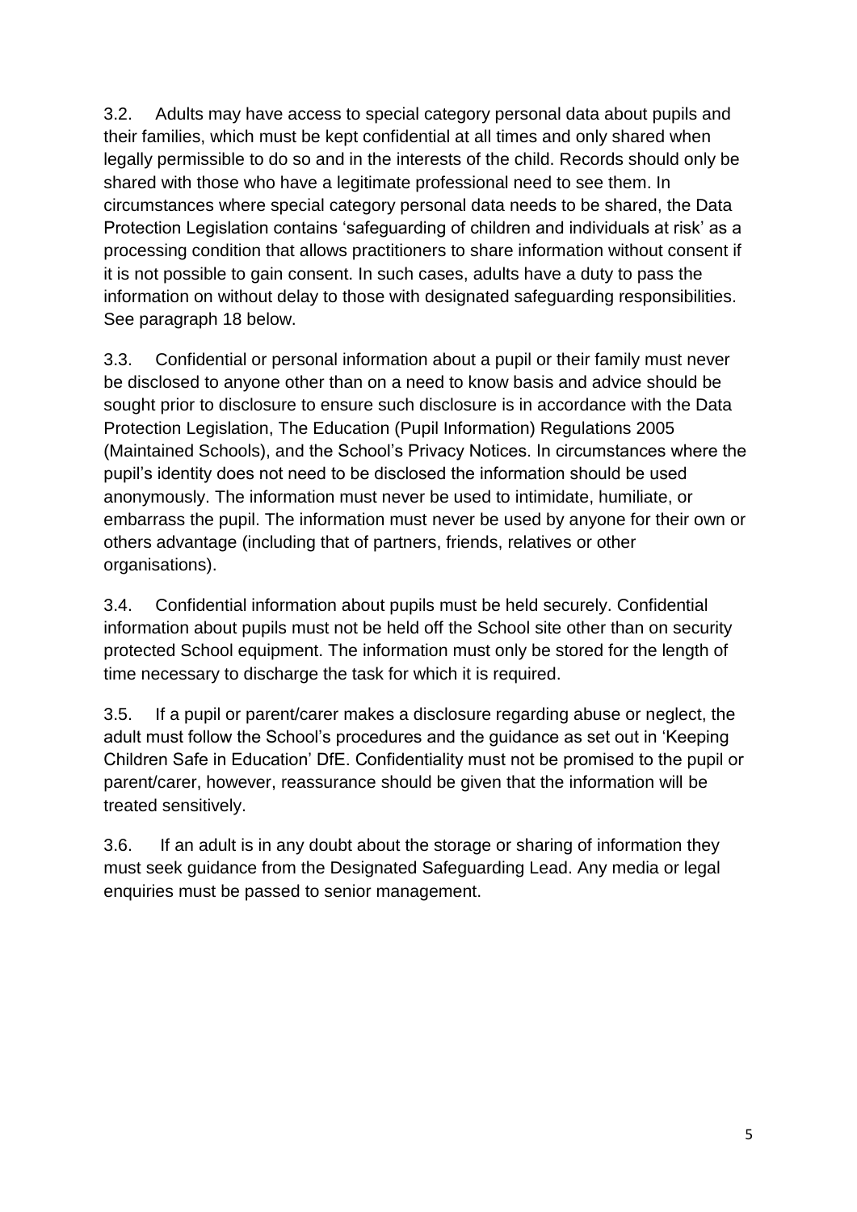3.2. Adults may have access to special category personal data about pupils and their families, which must be kept confidential at all times and only shared when legally permissible to do so and in the interests of the child. Records should only be shared with those who have a legitimate professional need to see them. In circumstances where special category personal data needs to be shared, the Data Protection Legislation contains 'safeguarding of children and individuals at risk' as a processing condition that allows practitioners to share information without consent if it is not possible to gain consent. In such cases, adults have a duty to pass the information on without delay to those with designated safeguarding responsibilities. See paragraph 18 below.

3.3. Confidential or personal information about a pupil or their family must never be disclosed to anyone other than on a need to know basis and advice should be sought prior to disclosure to ensure such disclosure is in accordance with the Data Protection Legislation, The Education (Pupil Information) Regulations 2005 (Maintained Schools), and the School's Privacy Notices. In circumstances where the pupil's identity does not need to be disclosed the information should be used anonymously. The information must never be used to intimidate, humiliate, or embarrass the pupil. The information must never be used by anyone for their own or others advantage (including that of partners, friends, relatives or other organisations).

3.4. Confidential information about pupils must be held securely. Confidential information about pupils must not be held off the School site other than on security protected School equipment. The information must only be stored for the length of time necessary to discharge the task for which it is required.

3.5. If a pupil or parent/carer makes a disclosure regarding abuse or neglect, the adult must follow the School's procedures and the guidance as set out in 'Keeping Children Safe in Education' DfE. Confidentiality must not be promised to the pupil or parent/carer, however, reassurance should be given that the information will be treated sensitively.

3.6. If an adult is in any doubt about the storage or sharing of information they must seek guidance from the Designated Safeguarding Lead. Any media or legal enquiries must be passed to senior management.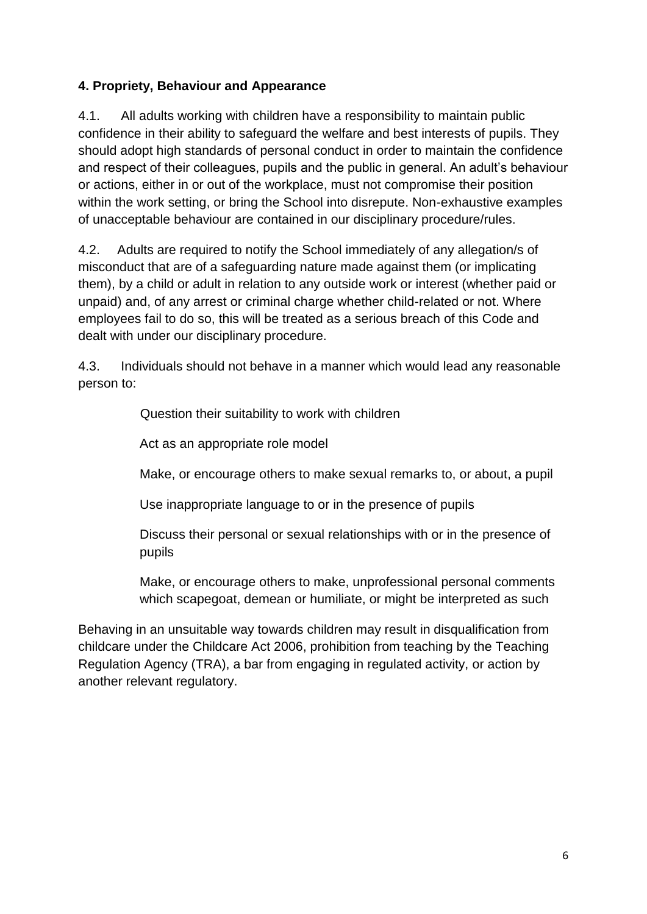#### 4. Propriety, Behaviour and Appearance

4.1. All adults working with children have a responsibility to maintain public confidence in their ability to safeguard the welfare and best interests of pupils. They should adopt high standards of personal conduct in order to maintain the confidence and respect of their colleagues, pupils and the public in general. An adult's behaviour or actions, either in or out of the workplace, must not compromise their position within the work setting, or bring the School into disrepute. Non-exhaustive examples of unacceptable behaviour are contained in our disciplinary procedure/rules.

4.2. Adults are required to notify the School immediately of any allegation/s of misconduct that are of a safeguarding nature made against them (or implicating them), by a child or adult in relation to any outside work or interest (whether paid or unpaid) and, of any arrest or criminal charge whether child-related or not. Where employees fail to do so, this will be treated as a serious breach of this Code and dealt with under our disciplinary procedure.

4.3. Individuals should not behave in a manner which would lead any reasonable person to:

Question their suitability to work with children

Act as an appropriate role model

Make, or encourage others to make sexual remarks to, or about, a pupil

Use inappropriate language to or in the presence of pupils

Discuss their personal or sexual relationships with or in the presence of pupils

Make, or encourage others to make, unprofessional personal comments which scapegoat, demean or humiliate, or might be interpreted as such

Behaving in an unsuitable way towards children may result in disqualification from childcare under the Childcare Act 2006, prohibition from teaching by the Teaching Regulation Agency (TRA), a bar from engaging in regulated activity, or action by another relevant regulatory.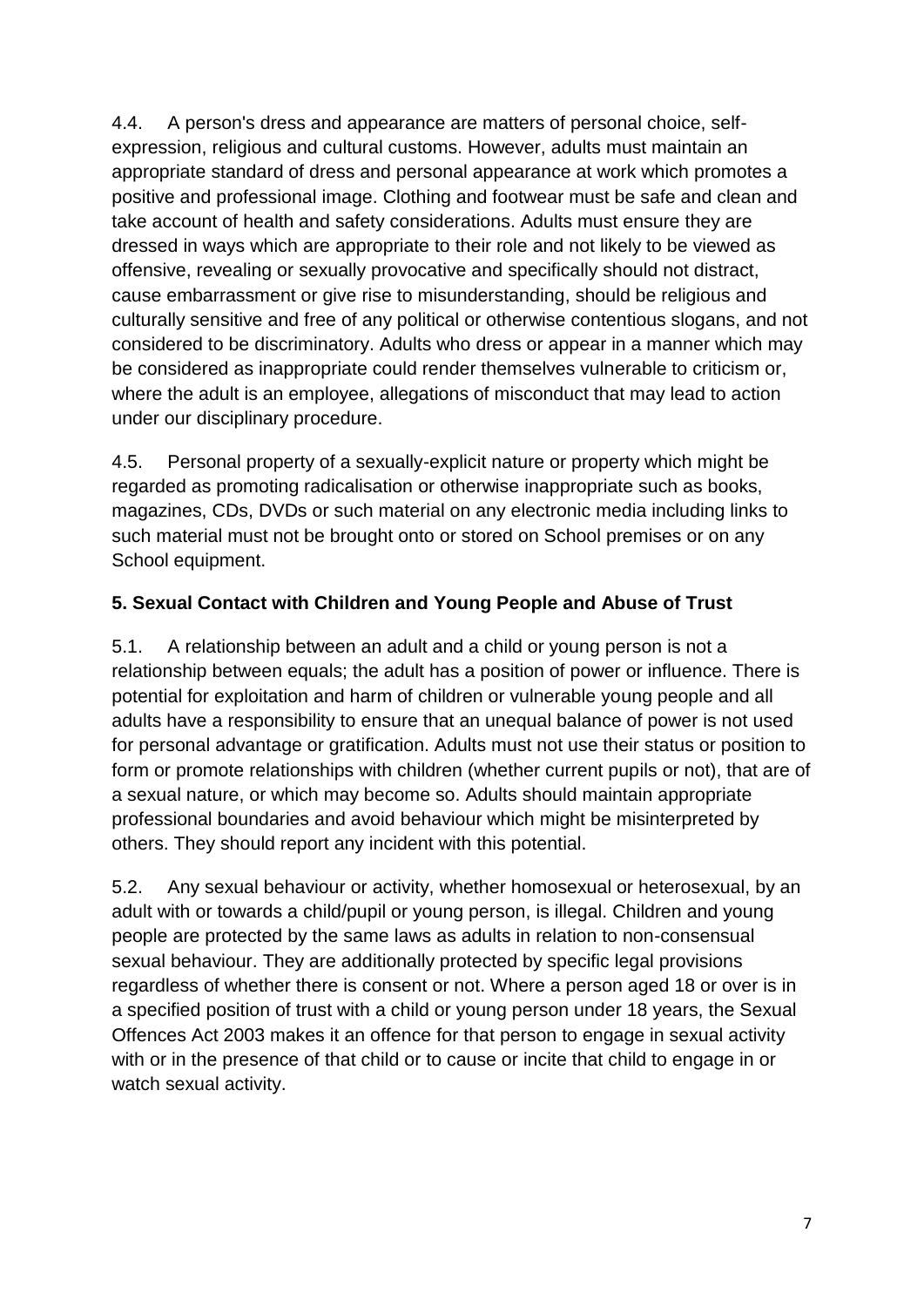4.4. A person's dress and appearance are matters of personal choice, self-expression, religious and cultural customs. However, adults must maintain an appropriate standard of dress and personal appearance at work which promotes a positive and professional image. Clothing and footwear must be safe and clean and take account of health and safety considerations. Adults must ensure they are dressed in ways which are appropriate to their role and not likely to be viewed as offensive, revealing or sexually provocative and specifically should not distract, cause embarrassment or give rise to misunderstanding, should be religious and culturally sensitive and free of any political or otherwise contentious slogans, and not considered to be discriminatory. Adults who dress or appear in a manner which may be considered as inappropriate could render themselves vulnerable to criticism or, where the adult is an employee, allegations of misconduct that may lead to action under our disciplinary procedure.

4.5. Personal property of a sexually-explicit nature or property which might be regarded as promoting radicalisation or otherwise inappropriate such as books, magazines, CDs, DVDs or such material on any electronic media including links to such material must not be brought onto or stored on School premises or on any School equipment.

## 5. Sexual Contact with Children and Young People and Abuse of Trust

5.1. A relationship between an adult and a child or young person is not a relationship between equals; the adult has a position of power or influence. There is potential for exploitation and harm of children or vulnerable young people and all adults have a responsibility to ensure that an unequal balance of power is not used for personal advantage or gratification. Adults must not use their status or position to form or promote relationships with children (whether current pupils or not), that are of a sexual nature, or which may become so. Adults should maintain appropriate professional boundaries and avoid behaviour which might be misinterpreted by others. They should report any incident with this potential.

5.2. Any sexual behaviour or activity, whether homosexual or heterosexual, by an adult with or towards a child/pupil or young person, is illegal. Children and young people are protected by the same laws as adults in relation to non-consensual sexual behaviour. They are additionally protected by specific legal provisions regardless of whether there is consent or not. Where a person aged 18 or over is in a specified position of trust with a child or young person under 18 years, the Sexual Offences Act 2003 makes it an offence for that person to engage in sexual activity with or in the presence of that child or to cause or incite that child to engage in or watch sexual activity.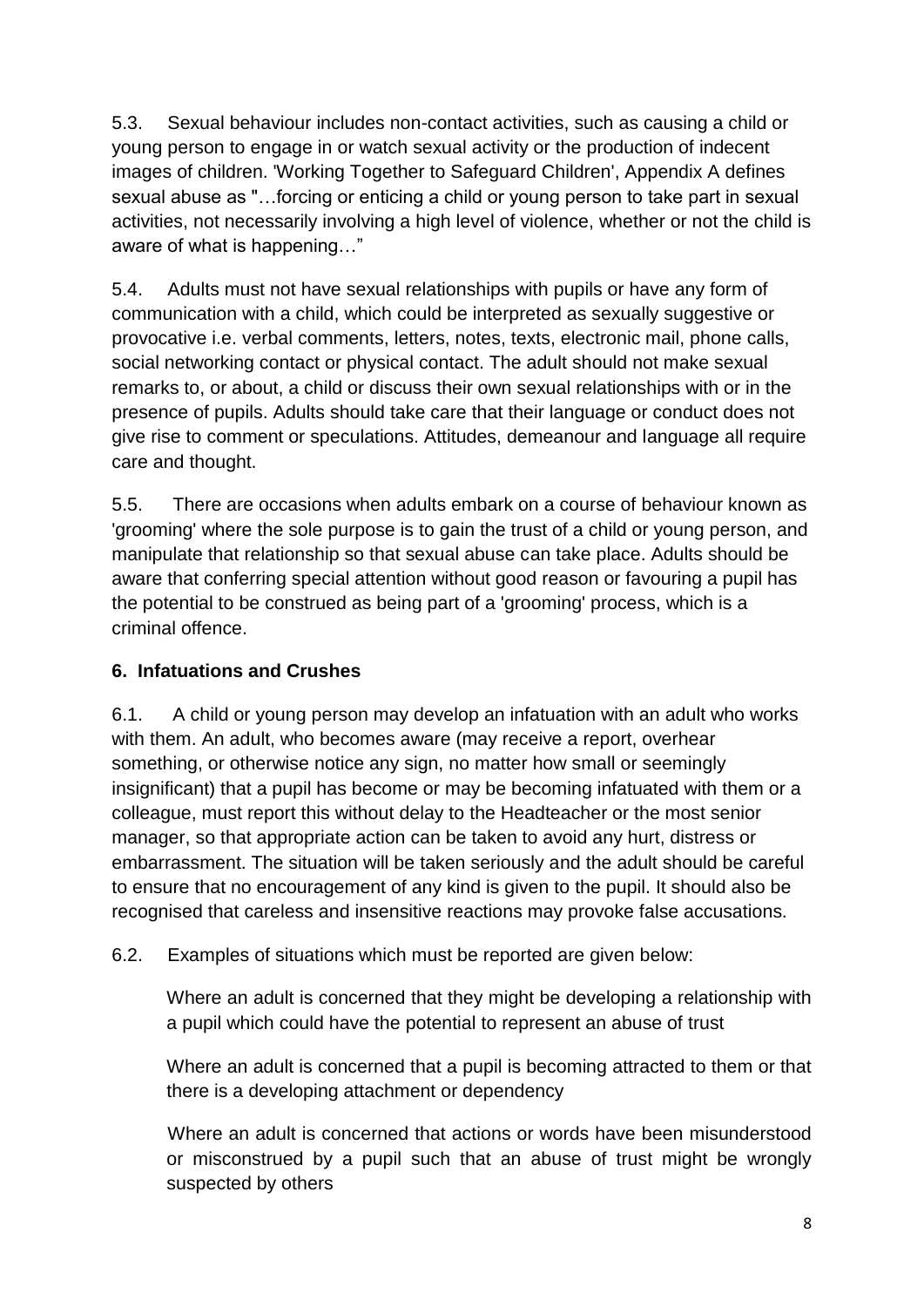5.3. Sexual behaviour includes non-contact activities, such as causing a child or young person to engage in or watch sexual activity or the production of indecent images of children. 'Working Together to Safeguard Children', Appendix A defines sexual abuse as "…forcing or enticing a child or young person to take part in sexual activities, not necessarily involving a high level of violence, whether or not the child is aware of what is happening…"

5.4. Adults must not have sexual relationships with pupils or have any form of communication with a child, which could be interpreted as sexually suggestive or provocative i.e. verbal comments, letters, notes, texts, electronic mail, phone calls, social networking contact or physical contact. The adult should not make sexual remarks to, or about, a child or discuss their own sexual relationships with or in the presence of pupils. Adults should take care that their language or conduct does not give rise to comment or speculations. Attitudes, demeanour and language all require care and thought.

5.5. There are occasions when adults embark on a course of behaviour known as 'grooming' where the sole purpose is to gain the trust of a child or young person, and manipulate that relationship so that sexual abuse can take place. Adults should be aware that conferring special attention without good reason or favouring a pupil has the potential to be construed as being part of a 'grooming' process, which is a criminal offence.

## 6. Infatuations and Crushes

6.1. A child or young person may develop an infatuation with an adult who works with them. An adult, who becomes aware (may receive a report, overhear something, or otherwise notice any sign, no matter how small or seemingly insignificant) that a pupil has become or may be becoming infatuated with them or a colleague, must report this without delay to the Headteacher or the most senior manager, so that appropriate action can be taken to avoid any hurt, distress or embarrassment. The situation will be taken seriously and the adult should be careful to ensure that no encouragement of any kind is given to the pupil. It should also be recognised that careless and insensitive reactions may provoke false accusations.

6.2. Examples of situations which must be reported are given below:

- Where an adult is concerned that they might be developing a relationship with a pupil which could have the potential to represent an abuse of trust
- Where an adult is concerned that a pupil is becoming attracted to them or that there is a developing attachment or dependency
- Where an adult is concerned that actions or words have been misunderstood or misconstrued by a pupil such that an abuse of trust might be wrongly suspected by others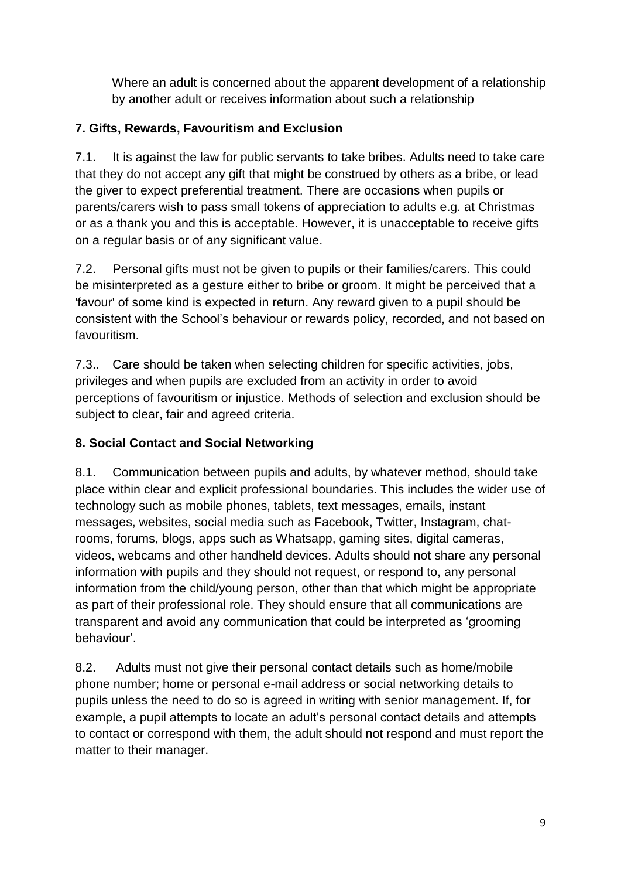Where an adult is concerned about the apparent development of a relationship by another adult or receives information about such a relationship

## 7. Gifts, Rewards, Favouritism and Exclusion

7.1. It is against the law for public servants to take bribes. Adults need to take care that they do not accept any gift that might be construed by others as a bribe, or lead the giver to expect preferential treatment. There are occasions when pupils or parents/carers wish to pass small tokens of appreciation to adults e.g. at Christmas or as a thank you and this is acceptable. However, it is unacceptable to receive gifts on a regular basis or of any significant value.

7.2. Personal gifts must not be given to pupils or their families/carers. This could be misinterpreted as a gesture either to bribe or groom. It might be perceived that a 'favour' of some kind is expected in return. Any reward given to a pupil should be consistent with the School's behaviour or rewards policy, recorded, and not based on favouritism.

7.3.. Care should be taken when selecting children for specific activities, jobs, privileges and when pupils are excluded from an activity in order to avoid perceptions of favouritism or injustice. Methods of selection and exclusion should be subject to clear, fair and agreed criteria.

## 8. Social Contact and Social Networking

8.1. Communication between pupils and adults, by whatever method, should take place within clear and explicit professional boundaries. This includes the wider use of technology such as mobile phones, tablets, text messages, emails, instant messages, websites, social media such as Facebook, Twitter, Instagram, chat-rooms, forums, blogs, apps such as Whatsapp, gaming sites, digital cameras, videos, webcams and other handheld devices. Adults should not share any personal information with pupils and they should not request, or respond to, any personal information from the child/young person, other than that which might be appropriate as part of their professional role. They should ensure that all communications are transparent and avoid any communication that could be interpreted as 'grooming behaviour'.

8.2. Adults must not give their personal contact details such as home/mobile phone number; home or personal e-mail address or social networking details to pupils unless the need to do so is agreed in writing with senior management. If, for example, a pupil attempts to locate an adult's personal contact details and attempts to contact or correspond with them, the adult should not respond and must report the matter to their manager.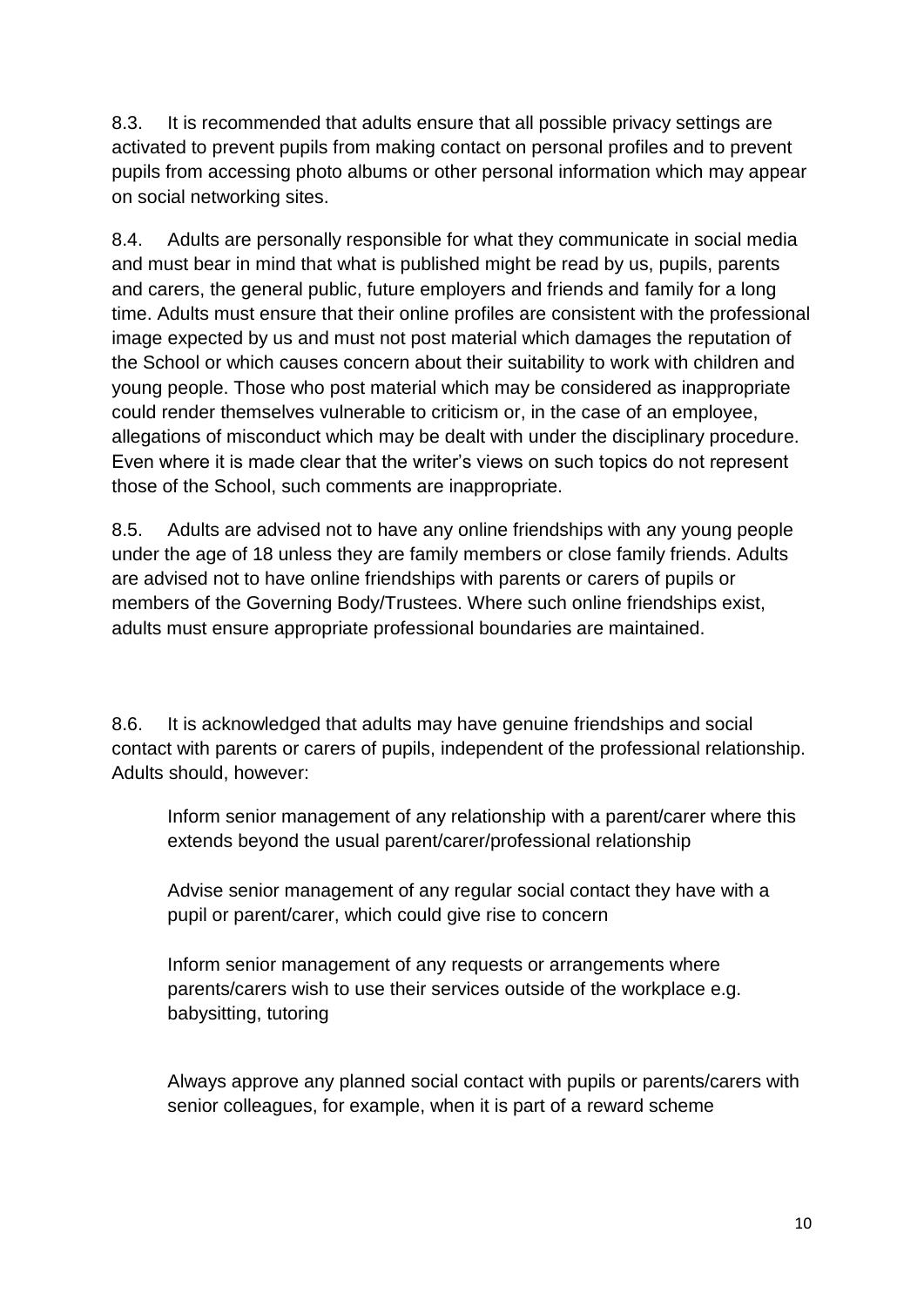8.3. It is recommended that adults ensure that all possible privacy settings are activated to prevent pupils from making contact on personal profiles and to prevent pupils from accessing photo albums or other personal information which may appear on social networking sites.

8.4. Adults are personally responsible for what they communicate in social media and must bear in mind that what is published might be read by us, pupils, parents and carers, the general public, future employers and friends and family for a long time. Adults must ensure that their online profiles are consistent with the professional image expected by us and must not post material which damages the reputation of the School or which causes concern about their suitability to work with children and young people. Those who post material which may be considered as inappropriate could render themselves vulnerable to criticism or, in the case of an employee, allegations of misconduct which may be dealt with under the disciplinary procedure. Even where it is made clear that the writer's views on such topics do not represent those of the School, such comments are inappropriate.

8.5. Adults are advised not to have any online friendships with any young people under the age of 18 unless they are family members or close family friends. Adults are advised not to have online friendships with parents or carers of pupils or members of the Governing Body/Trustees. Where such online friendships exist, adults must ensure appropriate professional boundaries are maintained.

8.6. It is acknowledged that adults may have genuine friendships and social contact with parents or carers of pupils, independent of the professional relationship. Adults should, however:

- Inform senior management of any relationship with a parent/carer where this extends beyond the usual parent/carer/professional relationship
- Advise senior management of any regular social contact they have with a pupil or parent/carer, which could give rise to concern
- Inform senior management of any requests or arrangements where parents/carers wish to use their services outside of the workplace e.g. babysitting, tutoring
- Always approve any planned social contact with pupils or parents/carers with senior colleagues, for example, when it is part of a reward scheme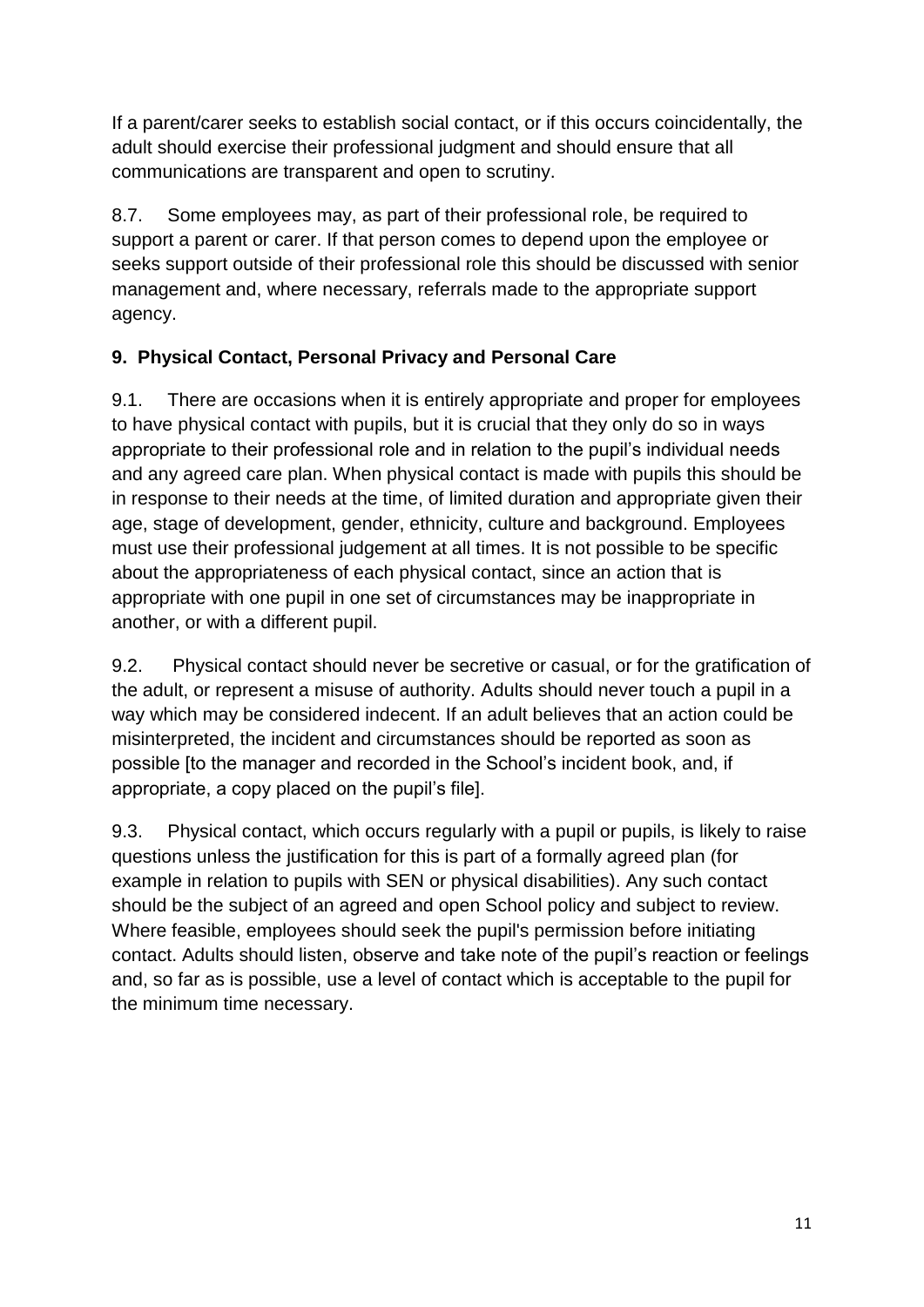If a parent/carer seeks to establish social contact, or if this occurs coincidentally, the adult should exercise their professional judgment and should ensure that all communications are transparent and open to scrutiny.

8.7. Some employees may, as part of their professional role, be required to support a parent or carer. If that person comes to depend upon the employee or seeks support outside of their professional role this should be discussed with senior management and, where necessary, referrals made to the appropriate support agency.

## 9. Physical Contact, Personal Privacy and Personal Care

9.1. There are occasions when it is entirely appropriate and proper for employees to have physical contact with pupils, but it is crucial that they only do so in ways appropriate to their professional role and in relation to the pupil's individual needs and any agreed care plan. When physical contact is made with pupils this should be in response to their needs at the time, of limited duration and appropriate given their age, stage of development, gender, ethnicity, culture and background. Employees must use their professional judgement at all times. It is not possible to be specific about the appropriateness of each physical contact, since an action that is appropriate with one pupil in one set of circumstances may be inappropriate in another, or with a different pupil.

9.2. Physical contact should never be secretive or casual, or for the gratification of the adult, or represent a misuse of authority. Adults should never touch a pupil in a way which may be considered indecent. If an adult believes that an action could be misinterpreted, the incident and circumstances should be reported as soon as possible [to the manager and recorded in the School's incident book, and, if appropriate, a copy placed on the pupil's file].

9.3. Physical contact, which occurs regularly with a pupil or pupils, is likely to raise questions unless the justification for this is part of a formally agreed plan (for example in relation to pupils with SEN or physical disabilities). Any such contact should be the subject of an agreed and open School policy and subject to review. Where feasible, employees should seek the pupil's permission before initiating contact. Adults should listen, observe and take note of the pupil's reaction or feelings and, so far as is possible, use a level of contact which is acceptable to the pupil for the minimum time necessary.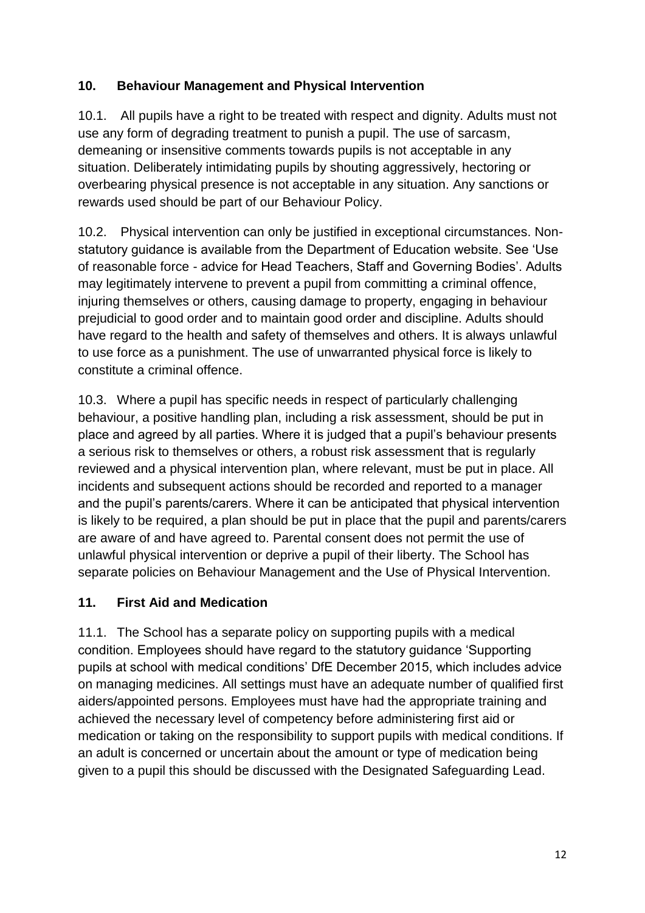## 10. Behaviour Management and Physical Intervention

10.1. All pupils have a right to be treated with respect and dignity. Adults must not use any form of degrading treatment to punish a pupil. The use of sarcasm, demeaning or insensitive comments towards pupils is not acceptable in any situation. Deliberately intimidating pupils by shouting aggressively, hectoring or overbearing physical presence is not acceptable in any situation. Any sanctions or rewards used should be part of our Behaviour Policy.

10.2. Physical intervention can only be justified in exceptional circumstances. Non-statutory guidance is available from the Department of Education website. See 'Use of reasonable force - advice for Head Teachers, Staff and Governing Bodies'. Adults may legitimately intervene to prevent a pupil from committing a criminal offence, injuring themselves or others, causing damage to property, engaging in behaviour prejudicial to good order and to maintain good order and discipline. Adults should have regard to the health and safety of themselves and others. It is always unlawful to use force as a punishment. The use of unwarranted physical force is likely to constitute a criminal offence.

10.3. Where a pupil has specific needs in respect of particularly challenging behaviour, a positive handling plan, including a risk assessment, should be put in place and agreed by all parties. Where it is judged that a pupil's behaviour presents a serious risk to themselves or others, a robust risk assessment that is regularly reviewed and a physical intervention plan, where relevant, must be put in place. All incidents and subsequent actions should be recorded and reported to a manager and the pupil's parents/carers. Where it can be anticipated that physical intervention is likely to be required, a plan should be put in place that the pupil and parents/carers are aware of and have agreed to. Parental consent does not permit the use of unlawful physical intervention or deprive a pupil of their liberty. The School has separate policies on Behaviour Management and the Use of Physical Intervention.

## 11. First Aid and Medication

11.1. The School has a separate policy on supporting pupils with a medical condition. Employees should have regard to the statutory guidance 'Supporting pupils at school with medical conditions' DfE December 2015, which includes advice on managing medicines. All settings must have an adequate number of qualified first aiders/appointed persons. Employees must have had the appropriate training and achieved the necessary level of competency before administering first aid or medication or taking on the responsibility to support pupils with medical conditions. If an adult is concerned or uncertain about the amount or type of medication being given to a pupil this should be discussed with the Designated Safeguarding Lead.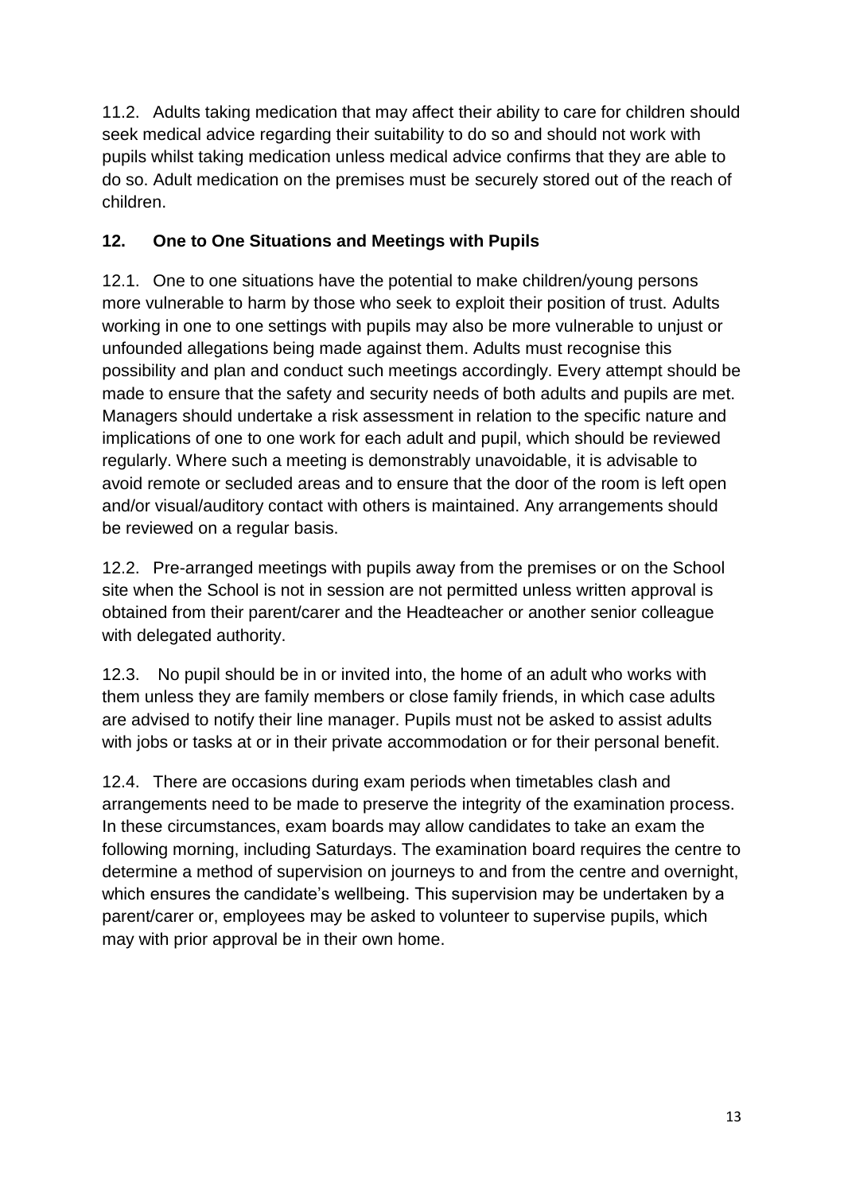11.2. Adults taking medication that may affect their ability to care for children should seek medical advice regarding their suitability to do so and should not work with pupils whilst taking medication unless medical advice confirms that they are able to do so. Adult medication on the premises must be securely stored out of the reach of children.

## 12. One to One Situations and Meetings with Pupils

12.1. One to one situations have the potential to make children/young persons more vulnerable to harm by those who seek to exploit their position of trust. Adults working in one to one settings with pupils may also be more vulnerable to unjust or unfounded allegations being made against them. Adults must recognise this possibility and plan and conduct such meetings accordingly. Every attempt should be made to ensure that the safety and security needs of both adults and pupils are met. Managers should undertake a risk assessment in relation to the specific nature and implications of one to one work for each adult and pupil, which should be reviewed regularly. Where such a meeting is demonstrably unavoidable, it is advisable to avoid remote or secluded areas and to ensure that the door of the room is left open and/or visual/auditory contact with others is maintained. Any arrangements should be reviewed on a regular basis.

12.2. Pre-arranged meetings with pupils away from the premises or on the School site when the School is not in session are not permitted unless written approval is obtained from their parent/carer and the Headteacher or another senior colleague with delegated authority.

12.3. No pupil should be in or invited into, the home of an adult who works with them unless they are family members or close family friends, in which case adults are advised to notify their line manager. Pupils must not be asked to assist adults with jobs or tasks at or in their private accommodation or for their personal benefit.

12.4. There are occasions during exam periods when timetables clash and arrangements need to be made to preserve the integrity of the examination process. In these circumstances, exam boards may allow candidates to take an exam the following morning, including Saturdays. The examination board requires the centre to determine a method of supervision on journeys to and from the centre and overnight, which ensures the candidate's wellbeing. This supervision may be undertaken by a parent/carer or, employees may be asked to volunteer to supervise pupils, which may with prior approval be in their own home.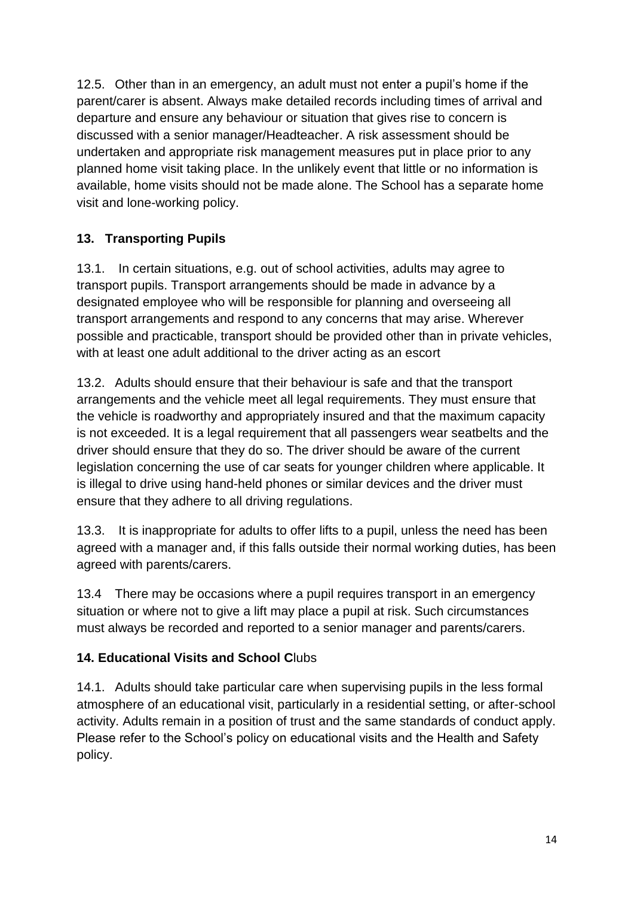12.5. Other than in an emergency, an adult must not enter a pupil's home if the parent/carer is absent. Always make detailed records including times of arrival and departure and ensure any behaviour or situation that gives rise to concern is discussed with a senior manager/Headteacher. A risk assessment should be undertaken and appropriate risk management measures put in place prior to any planned home visit taking place. In the unlikely event that little or no information is available, home visits should not be made alone. The School has a separate home visit and lone-working policy.

## 13. Transporting Pupils

13.1. In certain situations, e.g. out of school activities, adults may agree to transport pupils. Transport arrangements should be made in advance by a designated employee who will be responsible for planning and overseeing all transport arrangements and respond to any concerns that may arise. Wherever possible and practicable, transport should be provided other than in private vehicles, with at least one adult additional to the driver acting as an escort

13.2. Adults should ensure that their behaviour is safe and that the transport arrangements and the vehicle meet all legal requirements. They must ensure that the vehicle is roadworthy and appropriately insured and that the maximum capacity is not exceeded. It is a legal requirement that all passengers wear seatbelts and the driver should ensure that they do so. The driver should be aware of the current legislation concerning the use of car seats for younger children where applicable. It is illegal to drive using hand-held phones or similar devices and the driver must ensure that they adhere to all driving regulations.

13.3. It is inappropriate for adults to offer lifts to a pupil, unless the need has been agreed with a manager and, if this falls outside their normal working duties, has been agreed with parents/carers.

13.4 There may be occasions where a pupil requires transport in an emergency situation or where not to give a lift may place a pupil at risk. Such circumstances must always be recorded and reported to a senior manager and parents/carers.

## 14. Educational Visits and School Clubs

14.1. Adults should take particular care when supervising pupils in the less formal atmosphere of an educational visit, particularly in a residential setting, or after-school activity. Adults remain in a position of trust and the same standards of conduct apply. Please refer to the School's policy on educational visits and the Health and Safety policy.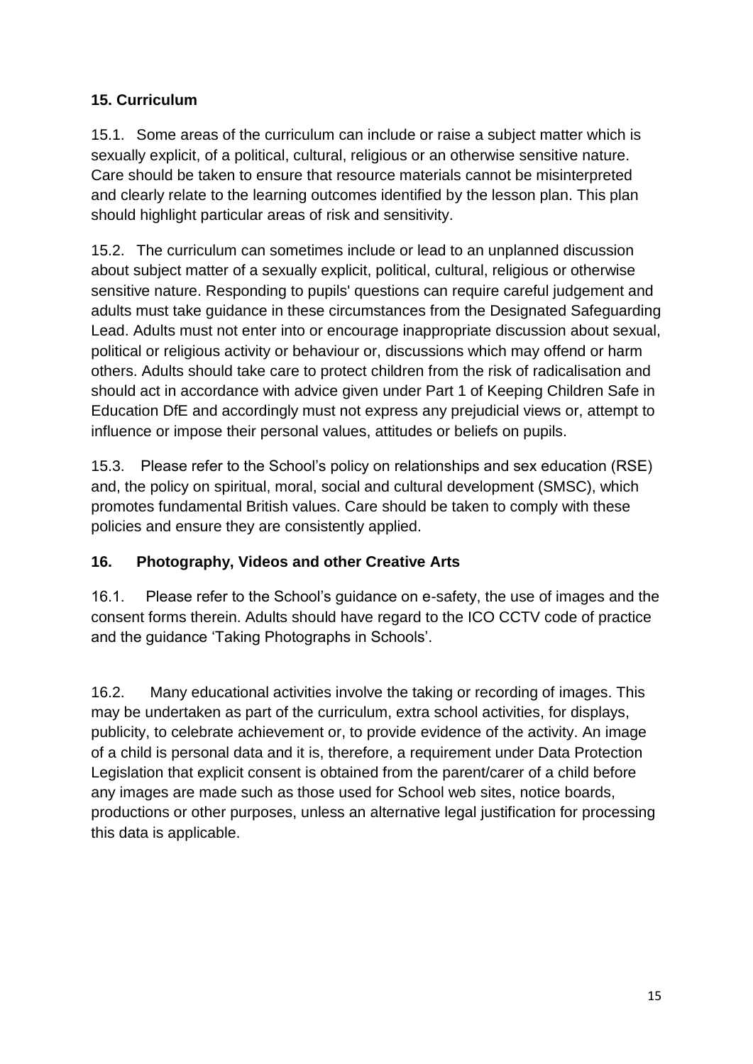## 15. Curriculum

15.1. Some areas of the curriculum can include or raise a subject matter which is sexually explicit, of a political, cultural, religious or an otherwise sensitive nature. Care should be taken to ensure that resource materials cannot be misinterpreted and clearly relate to the learning outcomes identified by the lesson plan. This plan should highlight particular areas of risk and sensitivity.

15.2. The curriculum can sometimes include or lead to an unplanned discussion about subject matter of a sexually explicit, political, cultural, religious or otherwise sensitive nature. Responding to pupils' questions can require careful judgement and adults must take guidance in these circumstances from the Designated Safeguarding Lead. Adults must not enter into or encourage inappropriate discussion about sexual, political or religious activity or behaviour or, discussions which may offend or harm others. Adults should take care to protect children from the risk of radicalisation and should act in accordance with advice given under Part 1 of Keeping Children Safe in Education DfE and accordingly must not express any prejudicial views or, attempt to influence or impose their personal values, attitudes or beliefs on pupils.

15.3. Please refer to the School's policy on relationships and sex education (RSE) and, the policy on spiritual, moral, social and cultural development (SMSC), which promotes fundamental British values. Care should be taken to comply with these policies and ensure they are consistently applied.

## 16. Photography, Videos and other Creative Arts

16.1. Please refer to the School's guidance on e-safety, the use of images and the consent forms therein. Adults should have regard to the ICO CCTV code of practice and the guidance 'Taking Photographs in Schools'.

16.2. Many educational activities involve the taking or recording of images. This may be undertaken as part of the curriculum, extra school activities, for displays, publicity, to celebrate achievement or, to provide evidence of the activity. An image of a child is personal data and it is, therefore, a requirement under Data Protection Legislation that explicit consent is obtained from the parent/carer of a child before any images are made such as those used for School web sites, notice boards, productions or other purposes, unless an alternative legal justification for processing this data is applicable.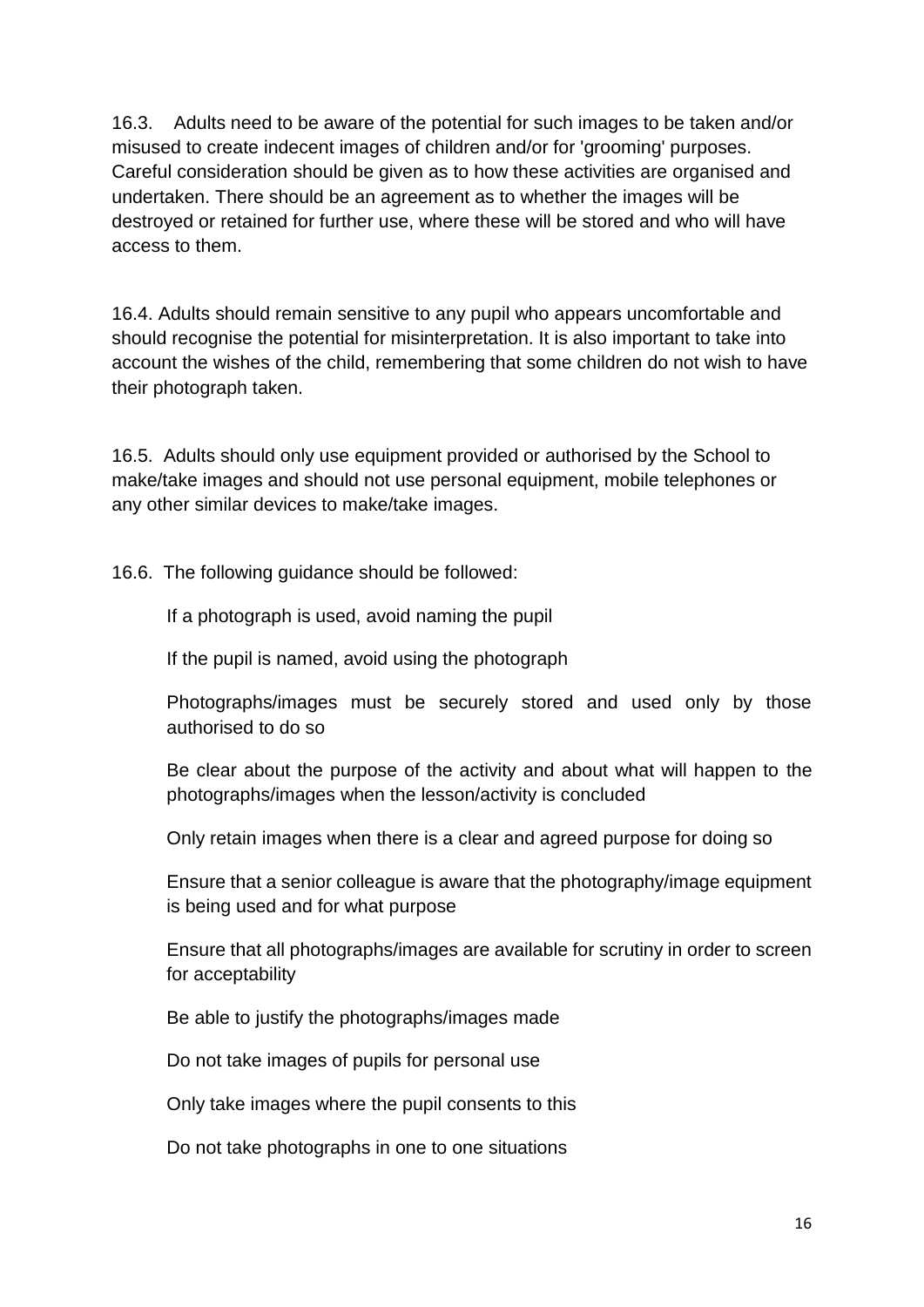16.3. Adults need to be aware of the potential for such images to be taken and/or misused to create indecent images of children and/or for 'grooming' purposes. Careful consideration should be given as to how these activities are organised and undertaken. There should be an agreement as to whether the images will be destroyed or retained for further use, where these will be stored and who will have access to them.

16.4. Adults should remain sensitive to any pupil who appears uncomfortable and should recognise the potential for misinterpretation. It is also important to take into account the wishes of the child, remembering that some children do not wish to have their photograph taken.

16.5. Adults should only use equipment provided or authorised by the School to make/take images and should not use personal equipment, mobile telephones or any other similar devices to make/take images.

16.6. The following guidance should be followed:

- If a photograph is used, avoid naming the pupil
- If the pupil is named, avoid using the photograph
- Photographs/images must be securely stored and used only by those authorised to do so
- Be clear about the purpose of the activity and about what will happen to the photographs/images when the lesson/activity is concluded
- Only retain images when there is a clear and agreed purpose for doing so
- Ensure that a senior colleague is aware that the photography/image equipment is being used and for what purpose
- Ensure that all photographs/images are available for scrutiny in order to screen for acceptability
- Be able to justify the photographs/images made
- Do not take images of pupils for personal use
- Only take images where the pupil consents to this
- Do not take photographs in one to one situations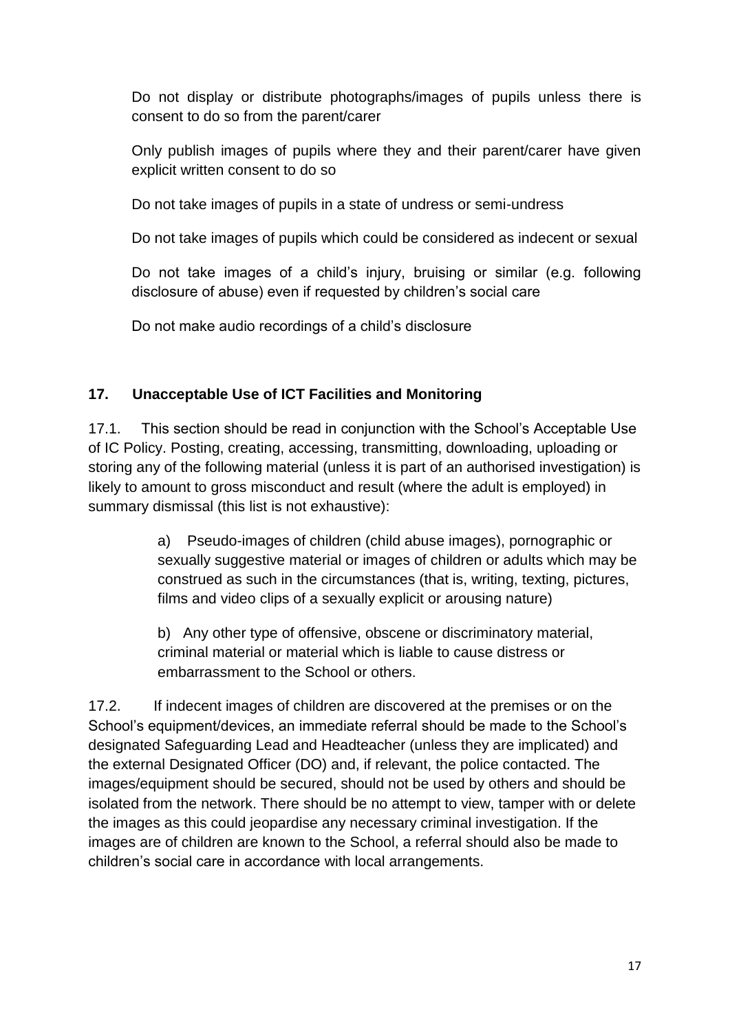Do not display or distribute photographs/images of pupils unless there is consent to do so from the parent/carer

Only publish images of pupils where they and their parent/carer have given explicit written consent to do so

Do not take images of pupils in a state of undress or semi-undress

Do not take images of pupils which could be considered as indecent or sexual

Do not take images of a child's injury, bruising or similar (e.g. following disclosure of abuse) even if requested by children's social care

Do not make audio recordings of a child's disclosure

## 17. Unacceptable Use of ICT Facilities and Monitoring

17.1. This section should be read in conjunction with the School's Acceptable Use of IC Policy. Posting, creating, accessing, transmitting, downloading, uploading or storing any of the following material (unless it is part of an authorised investigation) is likely to amount to gross misconduct and result (where the adult is employed) in summary dismissal (this list is not exhaustive):

a) Pseudo-images of children (child abuse images), pornographic or sexually suggestive material or images of children or adults which may be construed as such in the circumstances (that is, writing, texting, pictures, films and video clips of a sexually explicit or arousing nature)

b) Any other type of offensive, obscene or discriminatory material, criminal material or material which is liable to cause distress or embarrassment to the School or others.

17.2. If indecent images of children are discovered at the premises or on the School's equipment/devices, an immediate referral should be made to the School's designated Safeguarding Lead and Headteacher (unless they are implicated) and the external Designated Officer (DO) and, if relevant, the police contacted. The images/equipment should be secured, should not be used by others and should be isolated from the network. There should be no attempt to view, tamper with or delete the images as this could jeopardise any necessary criminal investigation. If the images are of children are known to the School, a referral should also be made to children's social care in accordance with local arrangements.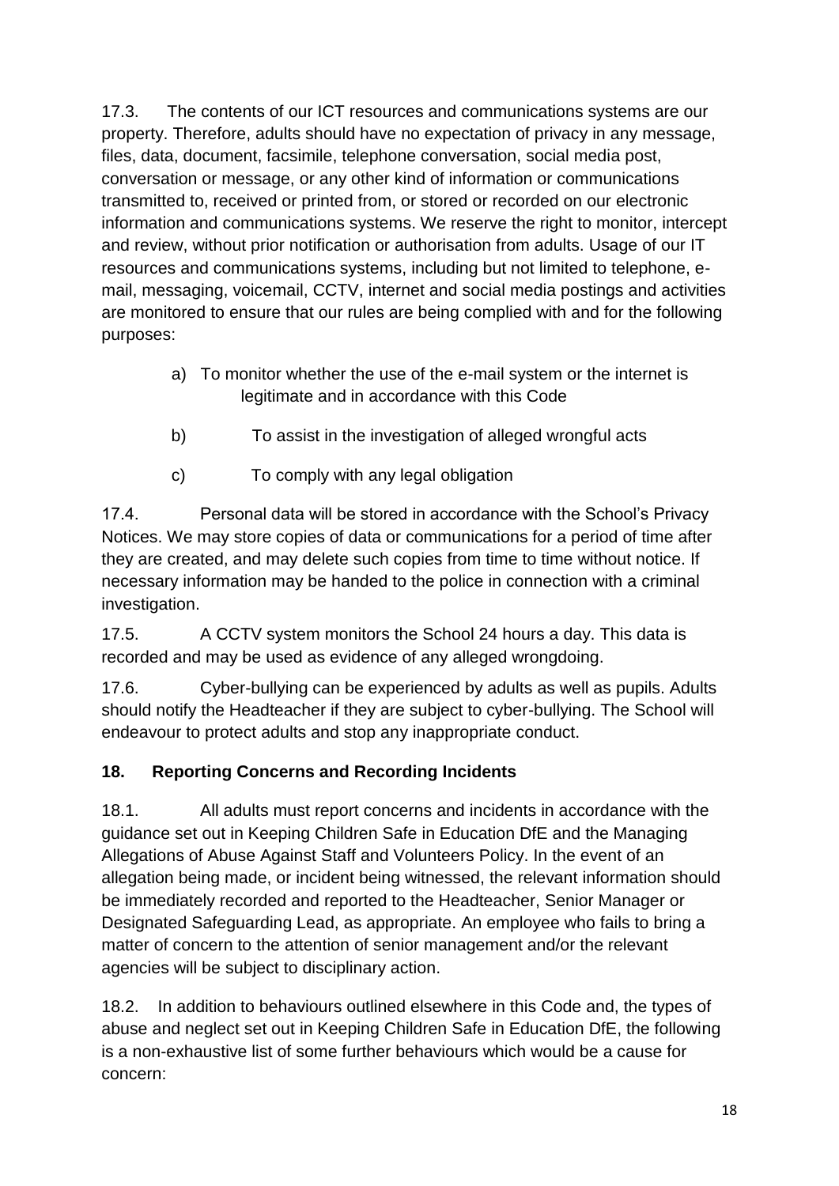17.3. The contents of our ICT resources and communications systems are our property. Therefore, adults should have no expectation of privacy in any message, files, data, document, facsimile, telephone conversation, social media post, conversation or message, or any other kind of information or communications transmitted to, received or printed from, or stored or recorded on our electronic information and communications systems. We reserve the right to monitor, intercept and review, without prior notification or authorisation from adults. Usage of our IT resources and communications systems, including but not limited to telephone, e-mail, messaging, voicemail, CCTV, internet and social media postings and activities are monitored to ensure that our rules are being complied with and for the following purposes:

a) To monitor whether the use of the e-mail system or the internet is legitimate and in accordance with this Code

b) To assist in the investigation of alleged wrongful acts

c) To comply with any legal obligation

17.4. Personal data will be stored in accordance with the School's Privacy Notices. We may store copies of data or communications for a period of time after they are created, and may delete such copies from time to time without notice. If necessary information may be handed to the police in connection with a criminal investigation.

17.5. A CCTV system monitors the School 24 hours a day. This data is recorded and may be used as evidence of any alleged wrongdoing.

17.6. Cyber-bullying can be experienced by adults as well as pupils. Adults should notify the Headteacher if they are subject to cyber-bullying. The School will endeavour to protect adults and stop any inappropriate conduct.

## 18. Reporting Concerns and Recording Incidents

18.1. All adults must report concerns and incidents in accordance with the guidance set out in Keeping Children Safe in Education DfE and the Managing Allegations of Abuse Against Staff and Volunteers Policy. In the event of an allegation being made, or incident being witnessed, the relevant information should be immediately recorded and reported to the Headteacher, Senior Manager or Designated Safeguarding Lead, as appropriate. An employee who fails to bring a matter of concern to the attention of senior management and/or the relevant agencies will be subject to disciplinary action.

18.2. In addition to behaviours outlined elsewhere in this Code and, the types of abuse and neglect set out in Keeping Children Safe in Education DfE, the following is a non-exhaustive list of some further behaviours which would be a cause for concern: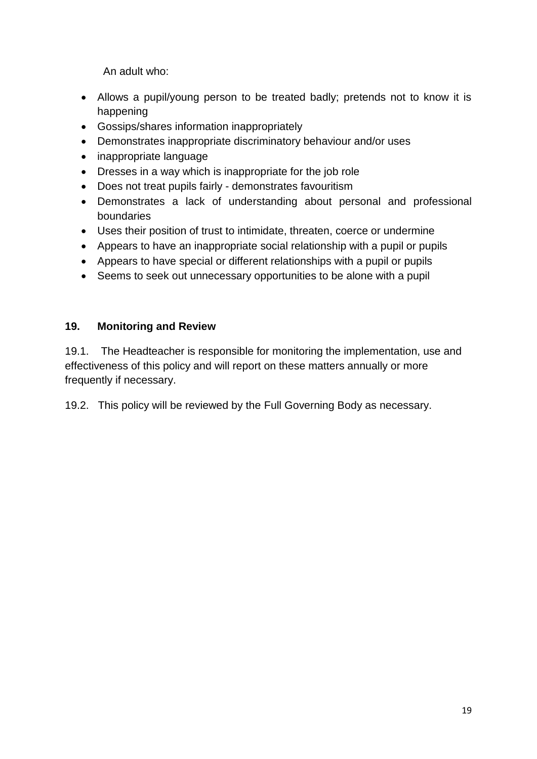An adult who:

- Allows a pupil/young person to be treated badly; pretends not to know it is happening
- Gossips/shares information inappropriately
- Demonstrates inappropriate discriminatory behaviour and/or uses
- inappropriate language
- Dresses in a way which is inappropriate for the job role
- Does not treat pupils fairly - demonstrates favouritism
- Demonstrates a lack of understanding about personal and professional boundaries
- Uses their position of trust to intimidate, threaten, coerce or undermine
- Appears to have an inappropriate social relationship with a pupil or pupils
- Appears to have special or different relationships with a pupil or pupils
- Seems to seek out unnecessary opportunities to be alone with a pupil

## 19. Monitoring and Review

19.1. The Headteacher is responsible for monitoring the implementation, use and effectiveness of this policy and will report on these matters annually or more frequently if necessary.

19.2. This policy will be reviewed by the Full Governing Body as necessary.